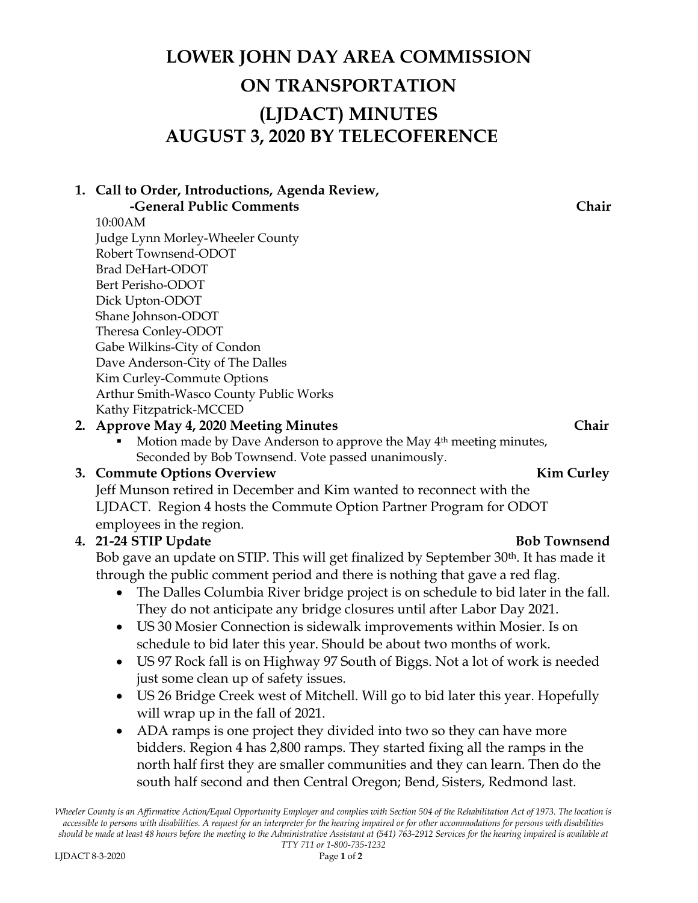# LOWER JOHN DAY AREA COMMISSION ON TRANSPORTATION (LJDACT) MINUTES
# AUGUST 3, 2020 BY TELECOFERENCE

1. **Call to Order, Introductions, Agenda Review, -General Public Comments** **Chair**

   10:00AM
   Judge Lynn Morley-Wheeler County
   Robert Townsend-ODOT
   Brad DeHart-ODOT
   Bert Perisho-ODOT
   Dick Upton-ODOT
   Shane Johnson-ODOT
   Theresa Conley-ODOT
   Gabe Wilkins-City of Condon
   Dave Anderson-City of The Dalles
   Kim Curley-Commute Options
   Arthur Smith-Wasco County Public Works
   Kathy Fitzpatrick-MCCED

2. **Approve May 4, 2020 Meeting Minutes** **Chair**
   - Motion made by Dave Anderson to approve the May 4th meeting minutes, Seconded by Bob Townsend. Vote passed unanimously.

3. **Commute Options Overview** **Kim Curley**

   Jeff Munson retired in December and Kim wanted to reconnect with the LJDACT. Region 4 hosts the Commute Option Partner Program for ODOT employees in the region.

4. **21-24 STIP Update** **Bob Townsend**

   Bob gave an update on STIP. This will get finalized by September 30th. It has made it through the public comment period and there is nothing that gave a red flag.
   - The Dalles Columbia River bridge project is on schedule to bid later in the fall. They do not anticipate any bridge closures until after Labor Day 2021.
   - US 30 Mosier Connection is sidewalk improvements within Mosier. Is on schedule to bid later this year. Should be about two months of work.
   - US 97 Rock fall is on Highway 97 South of Biggs. Not a lot of work is needed just some clean up of safety issues.
   - US 26 Bridge Creek west of Mitchell. Will go to bid later this year. Hopefully will wrap up in the fall of 2021.
   - ADA ramps is one project they divided into two so they can have more bidders. Region 4 has 2,800 ramps. They started fixing all the ramps in the north half first they are smaller communities and they can learn. Then do the south half second and then Central Oregon; Bend, Sisters, Redmond last.

*Wheeler County is an Affirmative Action/Equal Opportunity Employer and complies with Section 504 of the Rehabilitation Act of 1973. The location is accessible to persons with disabilities. A request for an interpreter for the hearing impaired or for other accommodations for persons with disabilities should be made at least 48 hours before the meeting to the Administrative Assistant at (541) 763-2912 Services for the hearing impaired is available at TTY 711 or 1-800-735-1232*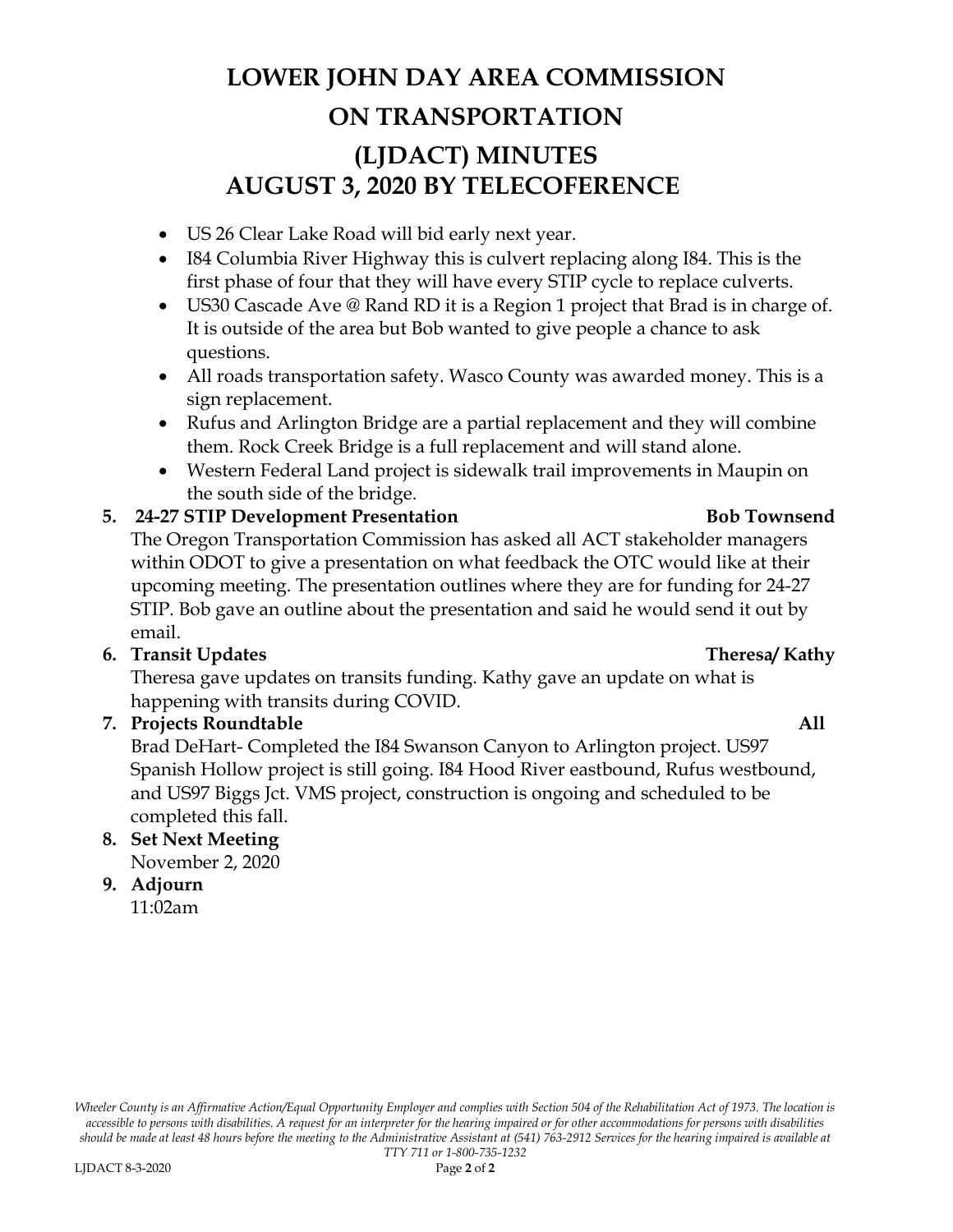# LOWER JOHN DAY AREA COMMISSION ON TRANSPORTATION (LJDACT) MINUTES AUGUST 3, 2020 BY TELECOFERENCE

- US 26 Clear Lake Road will bid early next year.
- I84 Columbia River Highway this is culvert replacing along I84. This is the first phase of four that they will have every STIP cycle to replace culverts.
- US30 Cascade Ave @ Rand RD it is a Region 1 project that Brad is in charge of. It is outside of the area but Bob wanted to give people a chance to ask questions.
- All roads transportation safety. Wasco County was awarded money. This is a sign replacement.
- Rufus and Arlington Bridge are a partial replacement and they will combine them. Rock Creek Bridge is a full replacement and will stand alone.
- Western Federal Land project is sidewalk trail improvements in Maupin on the south side of the bridge.

5. **24-27 STIP Development Presentation** **Bob Townsend**

   The Oregon Transportation Commission has asked all ACT stakeholder managers within ODOT to give a presentation on what feedback the OTC would like at their upcoming meeting. The presentation outlines where they are for funding for 24-27 STIP. Bob gave an outline about the presentation and said he would send it out by email.

6. **Transit Updates** **Theresa/ Kathy**

   Theresa gave updates on transits funding. Kathy gave an update on what is happening with transits during COVID.

7. **Projects Roundtable** **All**

   Brad DeHart- Completed the I84 Swanson Canyon to Arlington project. US97 Spanish Hollow project is still going. I84 Hood River eastbound, Rufus westbound, and US97 Biggs Jct. VMS project, construction is ongoing and scheduled to be completed this fall.

8. **Set Next Meeting**

   November 2, 2020

9. **Adjourn**

   11:02am

*Wheeler County is an Affirmative Action/Equal Opportunity Employer and complies with Section 504 of the Rehabilitation Act of 1973. The location is accessible to persons with disabilities. A request for an interpreter for the hearing impaired or for other accommodations for persons with disabilities should be made at least 48 hours before the meeting to the Administrative Assistant at (541) 763-2912 Services for the hearing impaired is available at TTY 711 or 1-800-735-1232*